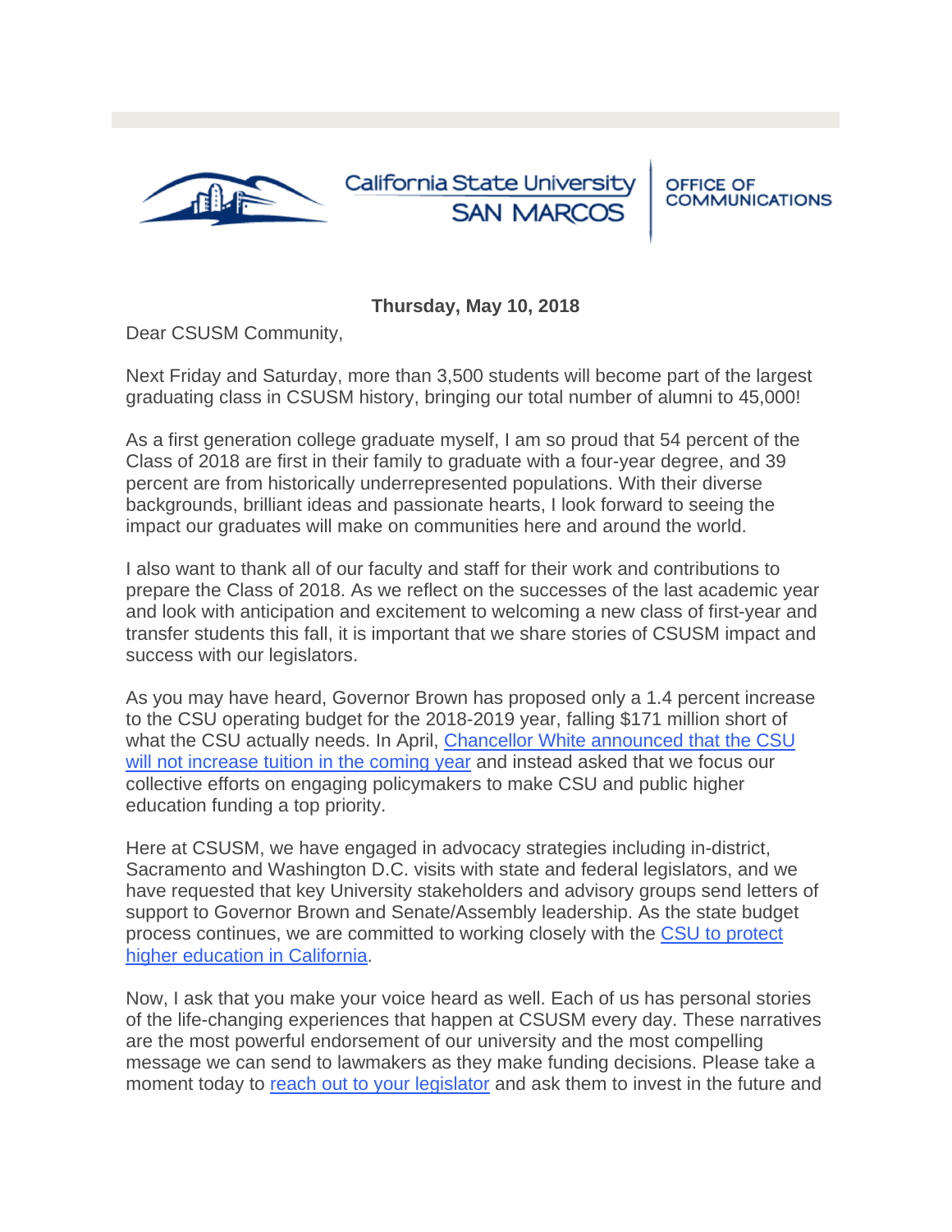California State University SAN MARCOS | OFFICE OF COMMUNICATIONS

**Thursday, May 10, 2018**

Dear CSUSM Community,

Next Friday and Saturday, more than 3,500 students will become part of the largest graduating class in CSUSM history, bringing our total number of alumni to 45,000!

As a first generation college graduate myself, I am so proud that 54 percent of the Class of 2018 are first in their family to graduate with a four-year degree, and 39 percent are from historically underrepresented populations. With their diverse backgrounds, brilliant ideas and passionate hearts, I look forward to seeing the impact our graduates will make on communities here and around the world.

I also want to thank all of our faculty and staff for their work and contributions to prepare the Class of 2018. As we reflect on the successes of the last academic year and look with anticipation and excitement to welcoming a new class of first-year and transfer students this fall, it is important that we share stories of CSUSM impact and success with our legislators.

As you may have heard, Governor Brown has proposed only a 1.4 percent increase to the CSU operating budget for the 2018-2019 year, falling $171 million short of what the CSU actually needs. In April, Chancellor White announced that the CSU will not increase tuition in the coming year and instead asked that we focus our collective efforts on engaging policymakers to make CSU and public higher education funding a top priority.

Here at CSUSM, we have engaged in advocacy strategies including in-district, Sacramento and Washington D.C. visits with state and federal legislators, and we have requested that key University stakeholders and advisory groups send letters of support to Governor Brown and Senate/Assembly leadership. As the state budget process continues, we are committed to working closely with the CSU to protect higher education in California.

Now, I ask that you make your voice heard as well. Each of us has personal stories of the life-changing experiences that happen at CSUSM every day. These narratives are the most powerful endorsement of our university and the most compelling message we can send to lawmakers as they make funding decisions. Please take a moment today to reach out to your legislator and ask them to invest in the future and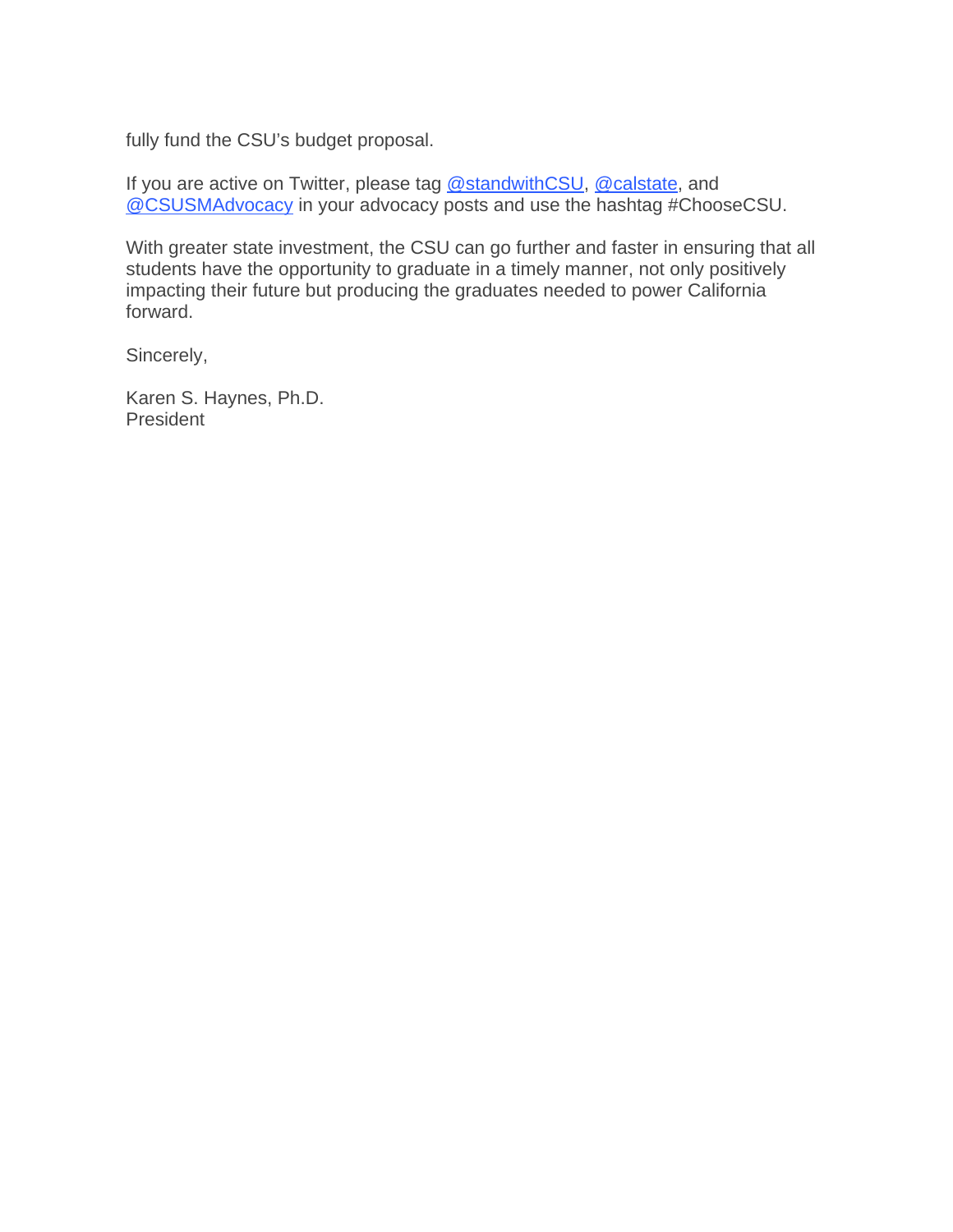fully fund the CSU's budget proposal.

If you are active on Twitter, please tag @standwithCSU, @calstate, and @CSUSMAdvocacy in your advocacy posts and use the hashtag #ChooseCSU.

With greater state investment, the CSU can go further and faster in ensuring that all students have the opportunity to graduate in a timely manner, not only positively impacting their future but producing the graduates needed to power California forward.

Sincerely,

Karen S. Haynes, Ph.D.
President